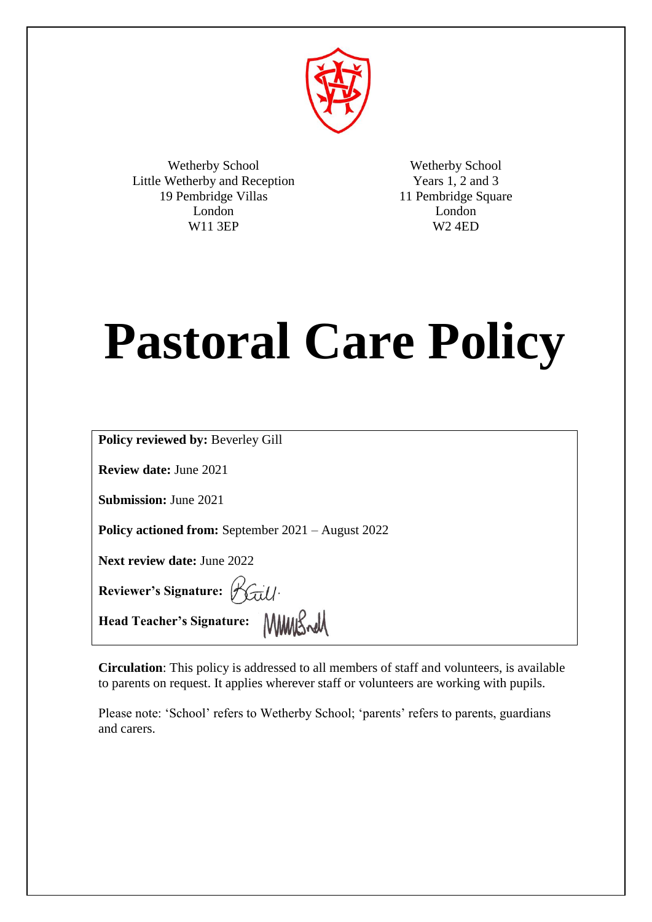Wetherby School
Little Wetherby and Reception
19 Pembridge Villas
London
W11 3EP

Wetherby School
Years 1, 2 and 3
11 Pembridge Square
London
W2 4ED

# Pastoral Care Policy

**Policy reviewed by:** Beverley Gill

**Review date:** June 2021

**Submission:** June 2021

**Policy actioned from:** September 2021 – August 2022

**Next review date:** June 2022

**Reviewer's Signature:**

**Head Teacher's Signature:**

**Circulation**: This policy is addressed to all members of staff and volunteers, is available to parents on request. It applies wherever staff or volunteers are working with pupils.

Please note: 'School' refers to Wetherby School; 'parents' refers to parents, guardians and carers.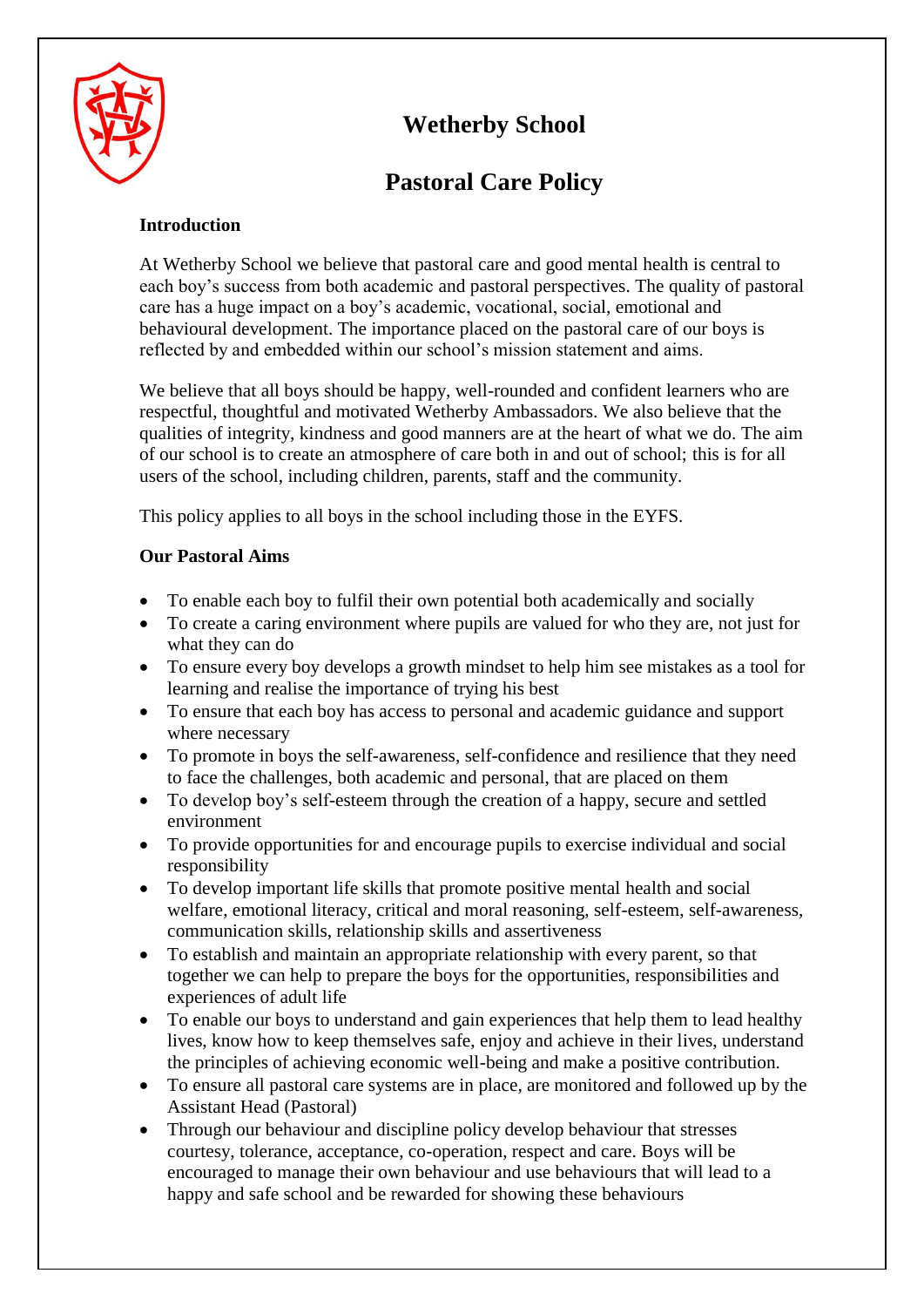# Wetherby School

## Pastoral Care Policy

**Introduction**

At Wetherby School we believe that pastoral care and good mental health is central to each boy's success from both academic and pastoral perspectives. The quality of pastoral care has a huge impact on a boy's academic, vocational, social, emotional and behavioural development. The importance placed on the pastoral care of our boys is reflected by and embedded within our school's mission statement and aims.

We believe that all boys should be happy, well-rounded and confident learners who are respectful, thoughtful and motivated Wetherby Ambassadors. We also believe that the qualities of integrity, kindness and good manners are at the heart of what we do. The aim of our school is to create an atmosphere of care both in and out of school; this is for all users of the school, including children, parents, staff and the community.

This policy applies to all boys in the school including those in the EYFS.

**Our Pastoral Aims**

- To enable each boy to fulfil their own potential both academically and socially
- To create a caring environment where pupils are valued for who they are, not just for what they can do
- To ensure every boy develops a growth mindset to help him see mistakes as a tool for learning and realise the importance of trying his best
- To ensure that each boy has access to personal and academic guidance and support where necessary
- To promote in boys the self-awareness, self-confidence and resilience that they need to face the challenges, both academic and personal, that are placed on them
- To develop boy's self-esteem through the creation of a happy, secure and settled environment
- To provide opportunities for and encourage pupils to exercise individual and social responsibility
- To develop important life skills that promote positive mental health and social welfare, emotional literacy, critical and moral reasoning, self-esteem, self-awareness, communication skills, relationship skills and assertiveness
- To establish and maintain an appropriate relationship with every parent, so that together we can help to prepare the boys for the opportunities, responsibilities and experiences of adult life
- To enable our boys to understand and gain experiences that help them to lead healthy lives, know how to keep themselves safe, enjoy and achieve in their lives, understand the principles of achieving economic well-being and make a positive contribution.
- To ensure all pastoral care systems are in place, are monitored and followed up by the Assistant Head (Pastoral)
- Through our behaviour and discipline policy develop behaviour that stresses courtesy, tolerance, acceptance, co-operation, respect and care. Boys will be encouraged to manage their own behaviour and use behaviours that will lead to a happy and safe school and be rewarded for showing these behaviours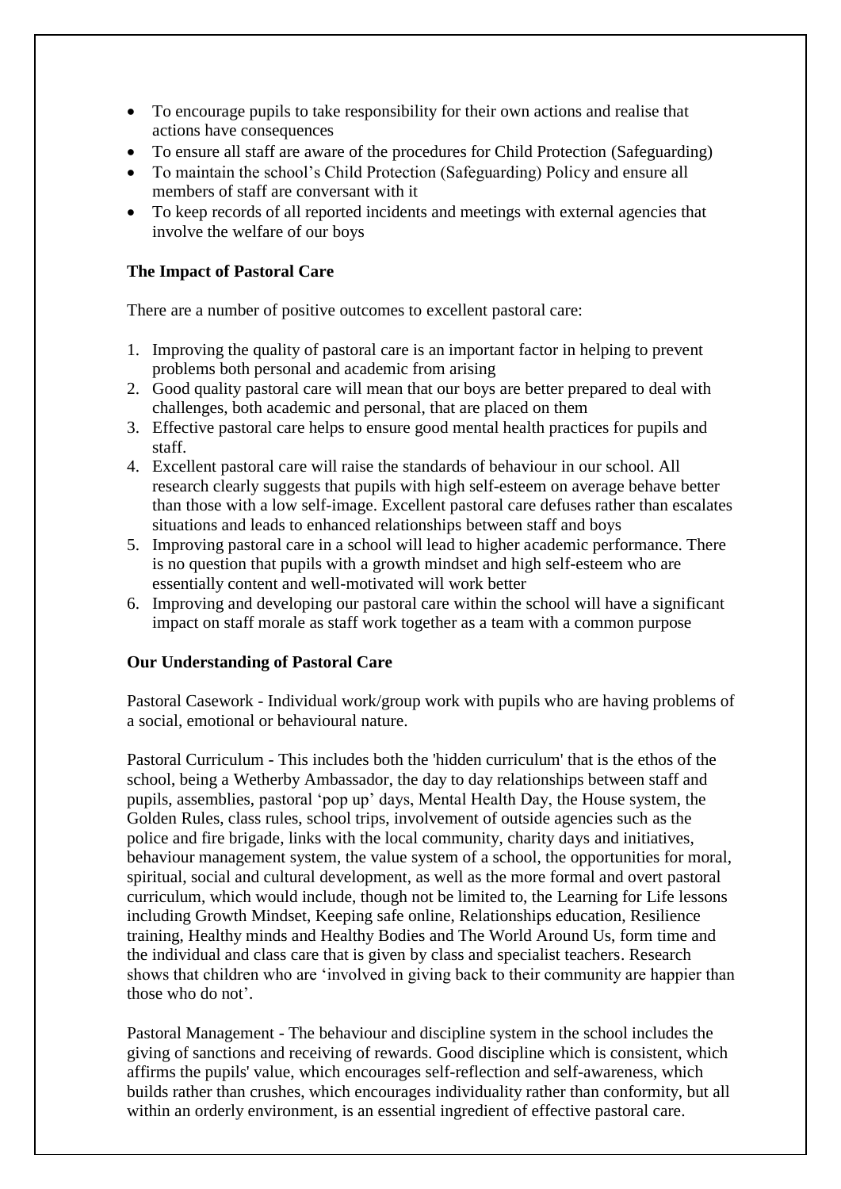- To encourage pupils to take responsibility for their own actions and realise that actions have consequences
- To ensure all staff are aware of the procedures for Child Protection (Safeguarding)
- To maintain the school's Child Protection (Safeguarding) Policy and ensure all members of staff are conversant with it
- To keep records of all reported incidents and meetings with external agencies that involve the welfare of our boys

**The Impact of Pastoral Care**

There are a number of positive outcomes to excellent pastoral care:

1. Improving the quality of pastoral care is an important factor in helping to prevent problems both personal and academic from arising
2. Good quality pastoral care will mean that our boys are better prepared to deal with challenges, both academic and personal, that are placed on them
3. Effective pastoral care helps to ensure good mental health practices for pupils and staff.
4. Excellent pastoral care will raise the standards of behaviour in our school. All research clearly suggests that pupils with high self-esteem on average behave better than those with a low self-image. Excellent pastoral care defuses rather than escalates situations and leads to enhanced relationships between staff and boys
5. Improving pastoral care in a school will lead to higher academic performance. There is no question that pupils with a growth mindset and high self-esteem who are essentially content and well-motivated will work better
6. Improving and developing our pastoral care within the school will have a significant impact on staff morale as staff work together as a team with a common purpose

**Our Understanding of Pastoral Care**

Pastoral Casework - Individual work/group work with pupils who are having problems of a social, emotional or behavioural nature.

Pastoral Curriculum - This includes both the 'hidden curriculum' that is the ethos of the school, being a Wetherby Ambassador, the day to day relationships between staff and pupils, assemblies, pastoral 'pop up' days, Mental Health Day, the House system, the Golden Rules, class rules, school trips, involvement of outside agencies such as the police and fire brigade, links with the local community, charity days and initiatives, behaviour management system, the value system of a school, the opportunities for moral, spiritual, social and cultural development, as well as the more formal and overt pastoral curriculum, which would include, though not be limited to, the Learning for Life lessons including Growth Mindset, Keeping safe online, Relationships education, Resilience training, Healthy minds and Healthy Bodies and The World Around Us, form time and the individual and class care that is given by class and specialist teachers. Research shows that children who are 'involved in giving back to their community are happier than those who do not'.

Pastoral Management - The behaviour and discipline system in the school includes the giving of sanctions and receiving of rewards. Good discipline which is consistent, which affirms the pupils' value, which encourages self-reflection and self-awareness, which builds rather than crushes, which encourages individuality rather than conformity, but all within an orderly environment, is an essential ingredient of effective pastoral care.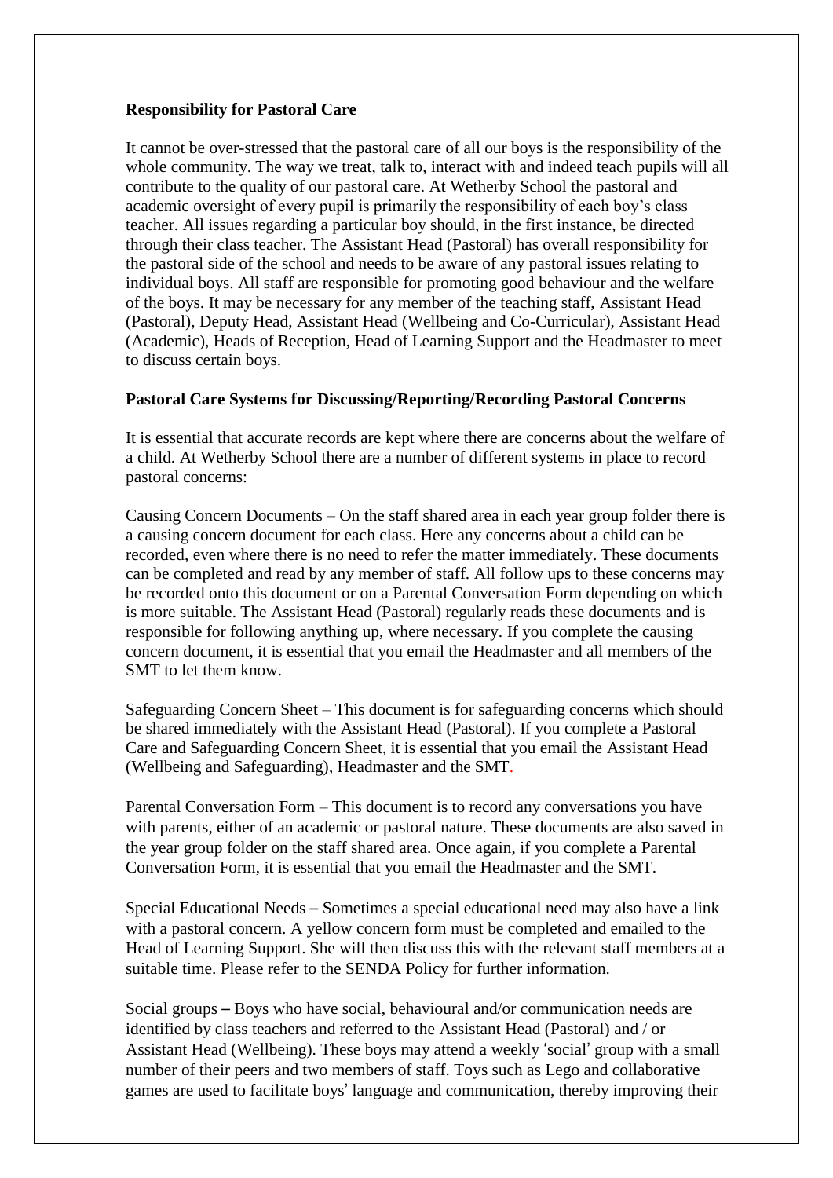**Responsibility for Pastoral Care**

It cannot be over-stressed that the pastoral care of all our boys is the responsibility of the whole community. The way we treat, talk to, interact with and indeed teach pupils will all contribute to the quality of our pastoral care. At Wetherby School the pastoral and academic oversight of every pupil is primarily the responsibility of each boy's class teacher. All issues regarding a particular boy should, in the first instance, be directed through their class teacher. The Assistant Head (Pastoral) has overall responsibility for the pastoral side of the school and needs to be aware of any pastoral issues relating to individual boys. All staff are responsible for promoting good behaviour and the welfare of the boys. It may be necessary for any member of the teaching staff, Assistant Head (Pastoral), Deputy Head, Assistant Head (Wellbeing and Co-Curricular), Assistant Head (Academic), Heads of Reception, Head of Learning Support and the Headmaster to meet to discuss certain boys.

**Pastoral Care Systems for Discussing/Reporting/Recording Pastoral Concerns**

It is essential that accurate records are kept where there are concerns about the welfare of a child. At Wetherby School there are a number of different systems in place to record pastoral concerns:

Causing Concern Documents – On the staff shared area in each year group folder there is a causing concern document for each class. Here any concerns about a child can be recorded, even where there is no need to refer the matter immediately. These documents can be completed and read by any member of staff. All follow ups to these concerns may be recorded onto this document or on a Parental Conversation Form depending on which is more suitable. The Assistant Head (Pastoral) regularly reads these documents and is responsible for following anything up, where necessary. If you complete the causing concern document, it is essential that you email the Headmaster and all members of the SMT to let them know.

Safeguarding Concern Sheet – This document is for safeguarding concerns which should be shared immediately with the Assistant Head (Pastoral). If you complete a Pastoral Care and Safeguarding Concern Sheet, it is essential that you email the Assistant Head (Wellbeing and Safeguarding), Headmaster and the SMT.

Parental Conversation Form – This document is to record any conversations you have with parents, either of an academic or pastoral nature. These documents are also saved in the year group folder on the staff shared area. Once again, if you complete a Parental Conversation Form, it is essential that you email the Headmaster and the SMT.

Special Educational Needs – Sometimes a special educational need may also have a link with a pastoral concern. A yellow concern form must be completed and emailed to the Head of Learning Support. She will then discuss this with the relevant staff members at a suitable time. Please refer to the SENDA Policy for further information.

Social groups – Boys who have social, behavioural and/or communication needs are identified by class teachers and referred to the Assistant Head (Pastoral) and / or Assistant Head (Wellbeing). These boys may attend a weekly 'social' group with a small number of their peers and two members of staff. Toys such as Lego and collaborative games are used to facilitate boys' language and communication, thereby improving their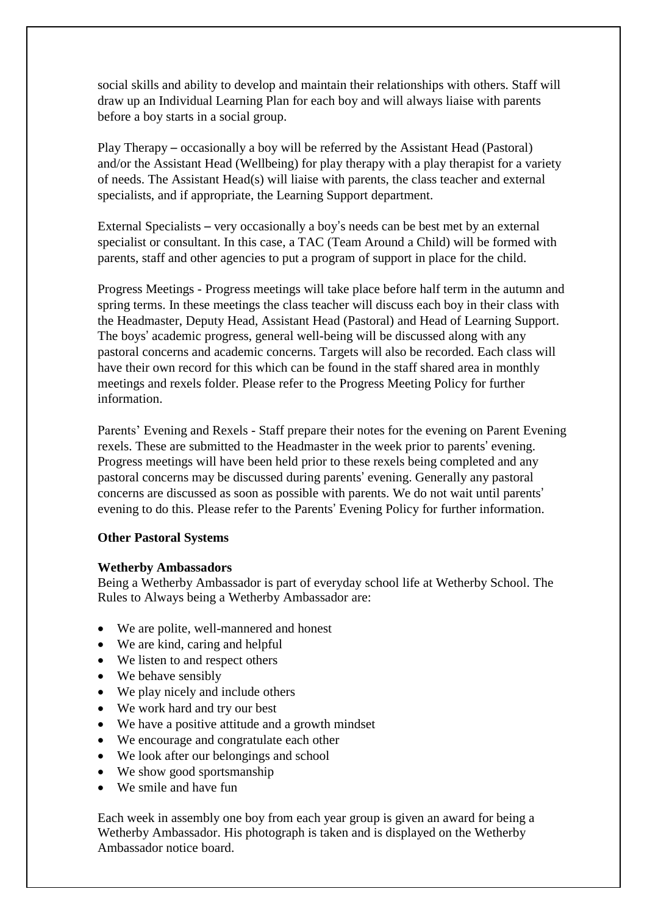social skills and ability to develop and maintain their relationships with others. Staff will draw up an Individual Learning Plan for each boy and will always liaise with parents before a boy starts in a social group.

Play Therapy – occasionally a boy will be referred by the Assistant Head (Pastoral) and/or the Assistant Head (Wellbeing) for play therapy with a play therapist for a variety of needs. The Assistant Head(s) will liaise with parents, the class teacher and external specialists, and if appropriate, the Learning Support department.

External Specialists – very occasionally a boy's needs can be best met by an external specialist or consultant. In this case, a TAC (Team Around a Child) will be formed with parents, staff and other agencies to put a program of support in place for the child.

Progress Meetings - Progress meetings will take place before half term in the autumn and spring terms. In these meetings the class teacher will discuss each boy in their class with the Headmaster, Deputy Head, Assistant Head (Pastoral) and Head of Learning Support. The boys' academic progress, general well-being will be discussed along with any pastoral concerns and academic concerns. Targets will also be recorded. Each class will have their own record for this which can be found in the staff shared area in monthly meetings and rexels folder. Please refer to the Progress Meeting Policy for further information.

Parents' Evening and Rexels - Staff prepare their notes for the evening on Parent Evening rexels. These are submitted to the Headmaster in the week prior to parents' evening. Progress meetings will have been held prior to these rexels being completed and any pastoral concerns may be discussed during parents' evening. Generally any pastoral concerns are discussed as soon as possible with parents. We do not wait until parents' evening to do this. Please refer to the Parents' Evening Policy for further information.

**Other Pastoral Systems**

**Wetherby Ambassadors**

Being a Wetherby Ambassador is part of everyday school life at Wetherby School. The Rules to Always being a Wetherby Ambassador are:

- We are polite, well-mannered and honest
- We are kind, caring and helpful
- We listen to and respect others
- We behave sensibly
- We play nicely and include others
- We work hard and try our best
- We have a positive attitude and a growth mindset
- We encourage and congratulate each other
- We look after our belongings and school
- We show good sportsmanship
- We smile and have fun

Each week in assembly one boy from each year group is given an award for being a Wetherby Ambassador. His photograph is taken and is displayed on the Wetherby Ambassador notice board.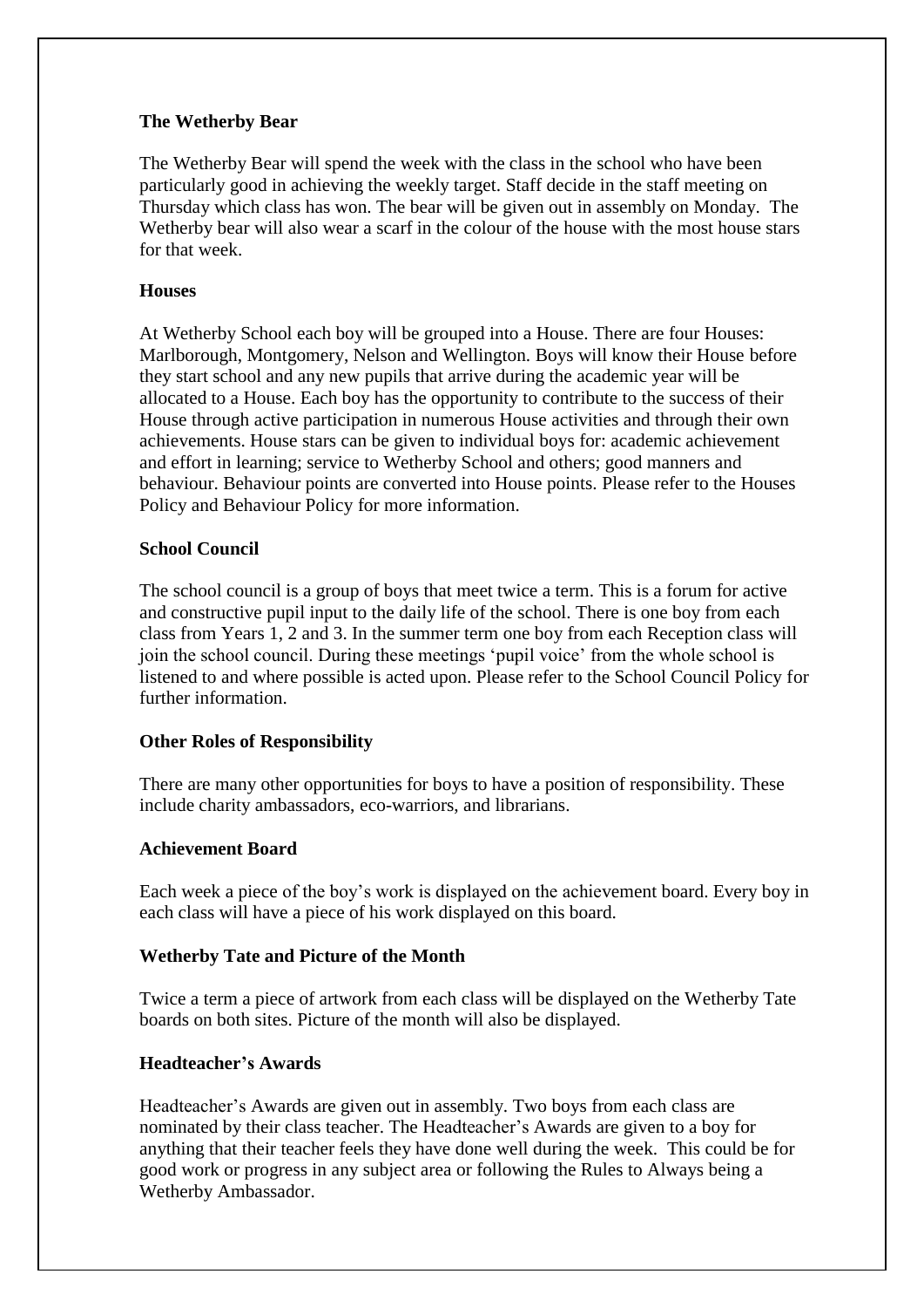**The Wetherby Bear**

The Wetherby Bear will spend the week with the class in the school who have been particularly good in achieving the weekly target. Staff decide in the staff meeting on Thursday which class has won. The bear will be given out in assembly on Monday. The Wetherby bear will also wear a scarf in the colour of the house with the most house stars for that week.

**Houses**

At Wetherby School each boy will be grouped into a House. There are four Houses: Marlborough, Montgomery, Nelson and Wellington. Boys will know their House before they start school and any new pupils that arrive during the academic year will be allocated to a House. Each boy has the opportunity to contribute to the success of their House through active participation in numerous House activities and through their own achievements. House stars can be given to individual boys for: academic achievement and effort in learning; service to Wetherby School and others; good manners and behaviour. Behaviour points are converted into House points. Please refer to the Houses Policy and Behaviour Policy for more information.

**School Council**

The school council is a group of boys that meet twice a term. This is a forum for active and constructive pupil input to the daily life of the school. There is one boy from each class from Years 1, 2 and 3. In the summer term one boy from each Reception class will join the school council. During these meetings 'pupil voice' from the whole school is listened to and where possible is acted upon. Please refer to the School Council Policy for further information.

**Other Roles of Responsibility**

There are many other opportunities for boys to have a position of responsibility. These include charity ambassadors, eco-warriors, and librarians.

**Achievement Board**

Each week a piece of the boy's work is displayed on the achievement board. Every boy in each class will have a piece of his work displayed on this board.

**Wetherby Tate and Picture of the Month**

Twice a term a piece of artwork from each class will be displayed on the Wetherby Tate boards on both sites. Picture of the month will also be displayed.

**Headteacher's Awards**

Headteacher's Awards are given out in assembly. Two boys from each class are nominated by their class teacher. The Headteacher's Awards are given to a boy for anything that their teacher feels they have done well during the week. This could be for good work or progress in any subject area or following the Rules to Always being a Wetherby Ambassador.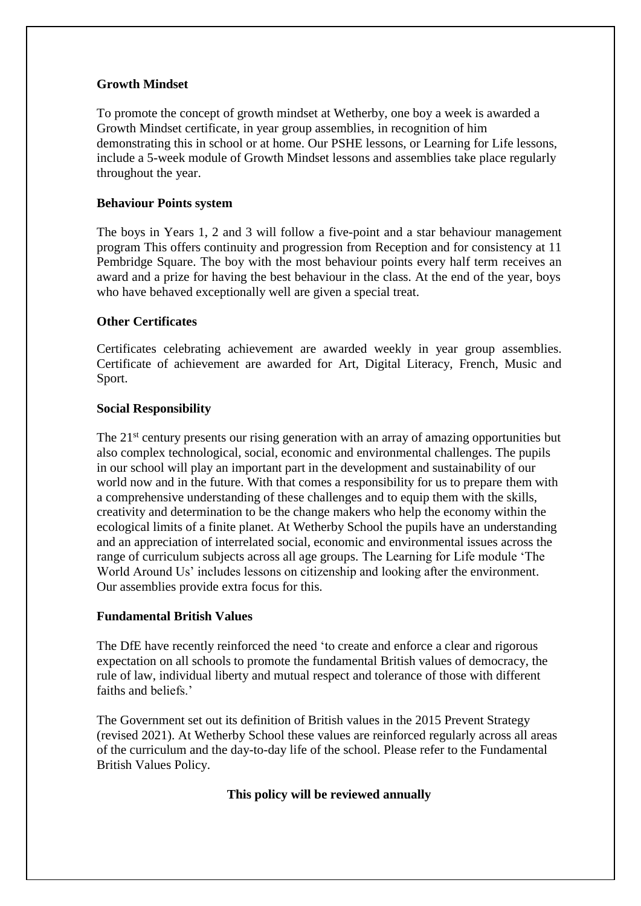**Growth Mindset**

To promote the concept of growth mindset at Wetherby, one boy a week is awarded a Growth Mindset certificate, in year group assemblies, in recognition of him demonstrating this in school or at home. Our PSHE lessons, or Learning for Life lessons, include a 5-week module of Growth Mindset lessons and assemblies take place regularly throughout the year.

**Behaviour Points system**

The boys in Years 1, 2 and 3 will follow a five-point and a star behaviour management program This offers continuity and progression from Reception and for consistency at 11 Pembridge Square. The boy with the most behaviour points every half term receives an award and a prize for having the best behaviour in the class. At the end of the year, boys who have behaved exceptionally well are given a special treat.

**Other Certificates**

Certificates celebrating achievement are awarded weekly in year group assemblies. Certificate of achievement are awarded for Art, Digital Literacy, French, Music and Sport.

**Social Responsibility**

The 21st century presents our rising generation with an array of amazing opportunities but also complex technological, social, economic and environmental challenges. The pupils in our school will play an important part in the development and sustainability of our world now and in the future. With that comes a responsibility for us to prepare them with a comprehensive understanding of these challenges and to equip them with the skills, creativity and determination to be the change makers who help the economy within the ecological limits of a finite planet. At Wetherby School the pupils have an understanding and an appreciation of interrelated social, economic and environmental issues across the range of curriculum subjects across all age groups. The Learning for Life module 'The World Around Us' includes lessons on citizenship and looking after the environment. Our assemblies provide extra focus for this.

**Fundamental British Values**

The DfE have recently reinforced the need 'to create and enforce a clear and rigorous expectation on all schools to promote the fundamental British values of democracy, the rule of law, individual liberty and mutual respect and tolerance of those with different faiths and beliefs.'

The Government set out its definition of British values in the 2015 Prevent Strategy (revised 2021). At Wetherby School these values are reinforced regularly across all areas of the curriculum and the day-to-day life of the school. Please refer to the Fundamental British Values Policy.

**This policy will be reviewed annually**